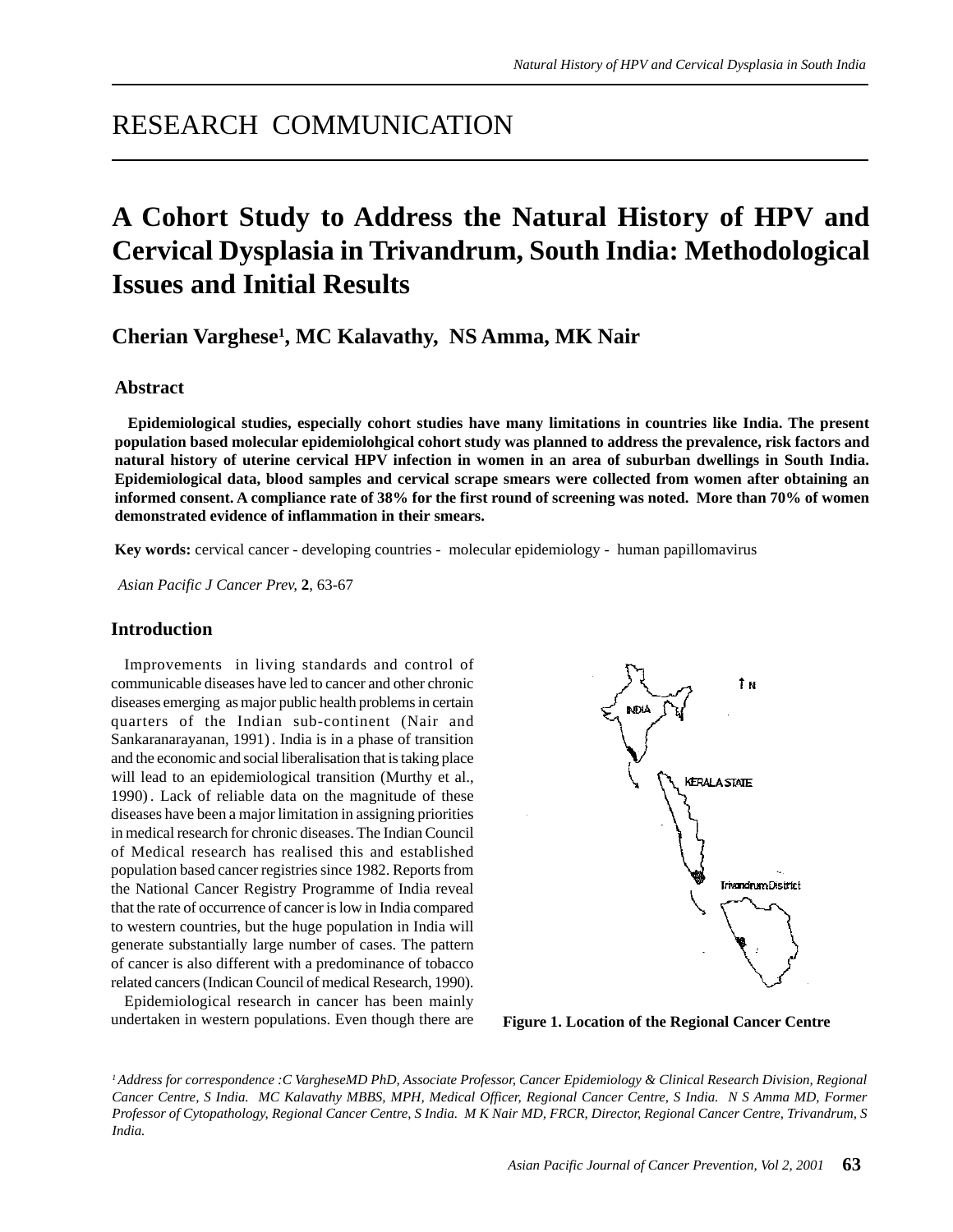# RESEARCH COMMUNICATION

# A Cohort Study to Address the Natural History of HPV and Cervical Dysplasia in Trivandrum, South India: Methodological Issues and Initial Results

**Cherian Varghese[1], MC Kalavathy, NS Amma, MK Nair**

### Abstract

**Epidemiological studies, especially cohort studies have many limitations in countries like India. The present population based molecular epidemiolohgical cohort study was planned to address the prevalence, risk factors and natural history of uterine cervical HPV infection in women in an area of suburban dwellings in South India. Epidemiological data, blood samples and cervical scrape smears were collected from women after obtaining an informed consent. A compliance rate of 38% for the first round of screening was noted. More than 70% of women demonstrated evidence of inflammation in their smears.**

**Key words:** cervical cancer - developing countries - molecular epidemiology - human papillomavirus

*Asian Pacific J Cancer Prev,* **2**, 63-67

## Introduction

Improvements in living standards and control of communicable diseases have led to cancer and other chronic diseases emerging as major public health problems in certain quarters of the Indian sub-continent (Nair and Sankaranarayanan, 1991). India is in a phase of transition and the economic and social liberalisation that is taking place will lead to an epidemiological transition (Murthy et al., 1990). Lack of reliable data on the magnitude of these diseases have been a major limitation in assigning priorities in medical research for chronic diseases. The Indian Council of Medical research has realised this and established population based cancer registries since 1982. Reports from the National Cancer Registry Programme of India reveal that the rate of occurrence of cancer is low in India compared to western countries, but the huge population in India will generate substantially large number of cases. The pattern of cancer is also different with a predominance of tobacco related cancers (Indican Council of medical Research, 1990).

Epidemiological research in cancer has been mainly undertaken in western populations. Even though there are

**Figure 1. Location of the Regional Cancer Centre**

*[1] Address for correspondence :C VargheseMD PhD, Associate Professor, Cancer Epidemiology & Clinical Research Division, Regional Cancer Centre, S India. MC Kalavathy MBBS, MPH, Medical Officer, Regional Cancer Centre, S India. N S Amma MD, Former Professor of Cytopathology, Regional Cancer Centre, S India. M K Nair MD, FRCR, Director, Regional Cancer Centre, Trivandrum, S India.*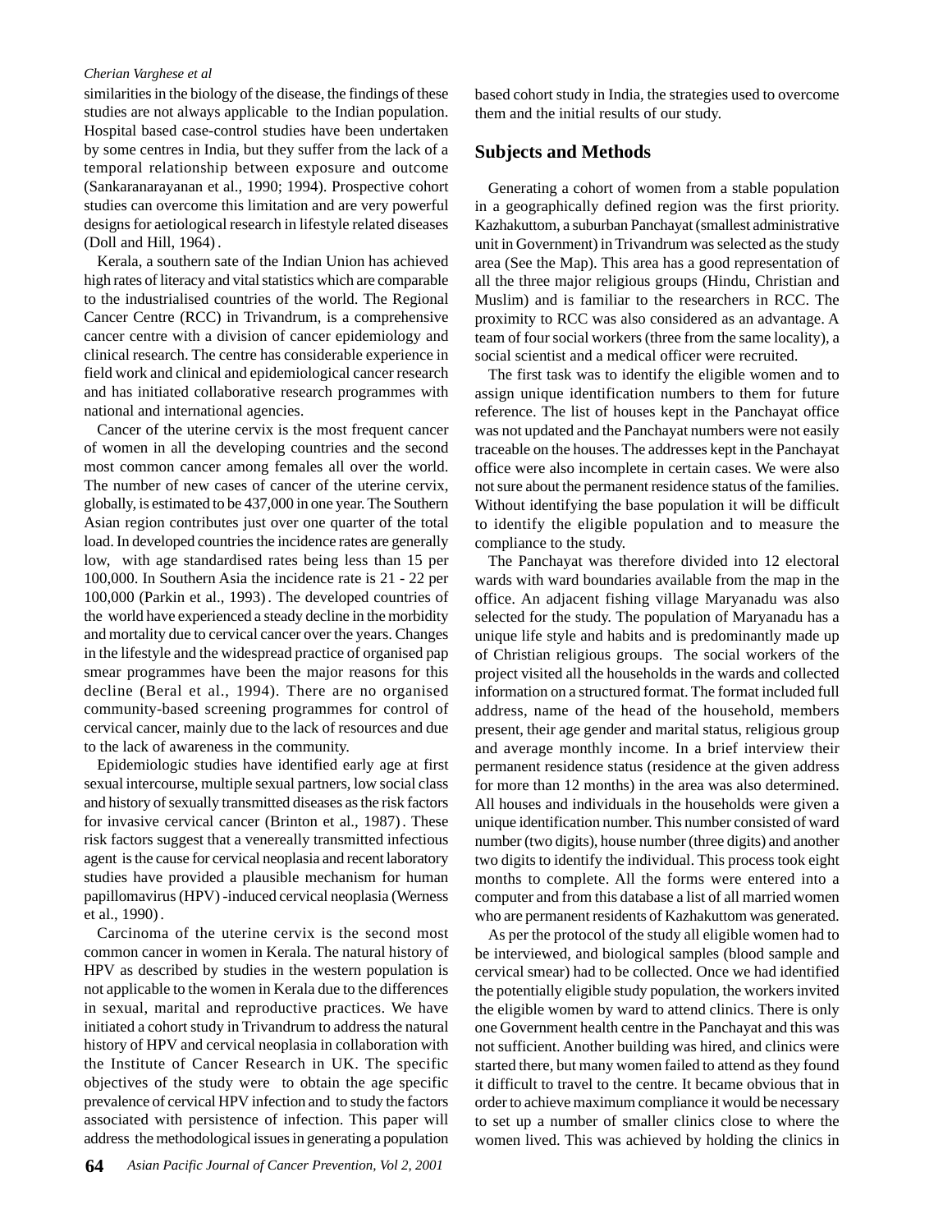similarities in the biology of the disease, the findings of these studies are not always applicable to the Indian population. Hospital based case-control studies have been undertaken by some centres in India, but they suffer from the lack of a temporal relationship between exposure and outcome (Sankaranarayanan et al., 1990; 1994). Prospective cohort studies can overcome this limitation and are very powerful designs for aetiological research in lifestyle related diseases (Doll and Hill, 1964) .

Kerala, a southern sate of the Indian Union has achieved high rates of literacy and vital statistics which are comparable to the industrialised countries of the world. The Regional Cancer Centre (RCC) in Trivandrum, is a comprehensive cancer centre with a division of cancer epidemiology and clinical research. The centre has considerable experience in field work and clinical and epidemiological cancer research and has initiated collaborative research programmes with national and international agencies.

Cancer of the uterine cervix is the most frequent cancer of women in all the developing countries and the second most common cancer among females all over the world. The number of new cases of cancer of the uterine cervix, globally, is estimated to be 437,000 in one year. The Southern Asian region contributes just over one quarter of the total load. In developed countries the incidence rates are generally low, with age standardised rates being less than 15 per 100,000. In Southern Asia the incidence rate is 21 - 22 per 100,000 (Parkin et al., 1993) . The developed countries of the world have experienced a steady decline in the morbidity and mortality due to cervical cancer over the years. Changes in the lifestyle and the widespread practice of organised pap smear programmes have been the major reasons for this decline (Beral et al., 1994). There are no organised community-based screening programmes for control of cervical cancer, mainly due to the lack of resources and due to the lack of awareness in the community.

Epidemiologic studies have identified early age at first sexual intercourse, multiple sexual partners, low social class and history of sexually transmitted diseases as the risk factors for invasive cervical cancer (Brinton et al., 1987) . These risk factors suggest that a venereally transmitted infectious agent is the cause for cervical neoplasia and recent laboratory studies have provided a plausible mechanism for human papillomavirus (HPV) -induced cervical neoplasia (Werness et al., 1990) .

Carcinoma of the uterine cervix is the second most common cancer in women in Kerala. The natural history of HPV as described by studies in the western population is not applicable to the women in Kerala due to the differences in sexual, marital and reproductive practices. We have initiated a cohort study in Trivandrum to address the natural history of HPV and cervical neoplasia in collaboration with the Institute of Cancer Research in UK. The specific objectives of the study were to obtain the age specific prevalence of cervical HPV infection and to study the factors associated with persistence of infection. This paper will address the methodological issues in generating a population based cohort study in India, the strategies used to overcome them and the initial results of our study.

## Subjects and Methods

Generating a cohort of women from a stable population in a geographically defined region was the first priority. Kazhakuttom, a suburban Panchayat (smallest administrative unit in Government) in Trivandrum was selected as the study area (See the Map). This area has a good representation of all the three major religious groups (Hindu, Christian and Muslim) and is familiar to the researchers in RCC. The proximity to RCC was also considered as an advantage. A team of four social workers (three from the same locality), a social scientist and a medical officer were recruited.

The first task was to identify the eligible women and to assign unique identification numbers to them for future reference. The list of houses kept in the Panchayat office was not updated and the Panchayat numbers were not easily traceable on the houses. The addresses kept in the Panchayat office were also incomplete in certain cases. We were also not sure about the permanent residence status of the families. Without identifying the base population it will be difficult to identify the eligible population and to measure the compliance to the study.

The Panchayat was therefore divided into 12 electoral wards with ward boundaries available from the map in the office. An adjacent fishing village Maryanadu was also selected for the study. The population of Maryanadu has a unique life style and habits and is predominantly made up of Christian religious groups. The social workers of the project visited all the households in the wards and collected information on a structured format. The format included full address, name of the head of the household, members present, their age gender and marital status, religious group and average monthly income. In a brief interview their permanent residence status (residence at the given address for more than 12 months) in the area was also determined. All houses and individuals in the households were given a unique identification number. This number consisted of ward number (two digits), house number (three digits) and another two digits to identify the individual. This process took eight months to complete. All the forms were entered into a computer and from this database a list of all married women who are permanent residents of Kazhakuttom was generated.

As per the protocol of the study all eligible women had to be interviewed, and biological samples (blood sample and cervical smear) had to be collected. Once we had identified the potentially eligible study population, the workers invited the eligible women by ward to attend clinics. There is only one Government health centre in the Panchayat and this was not sufficient. Another building was hired, and clinics were started there, but many women failed to attend as they found it difficult to travel to the centre. It became obvious that in order to achieve maximum compliance it would be necessary to set up a number of smaller clinics close to where the women lived. This was achieved by holding the clinics in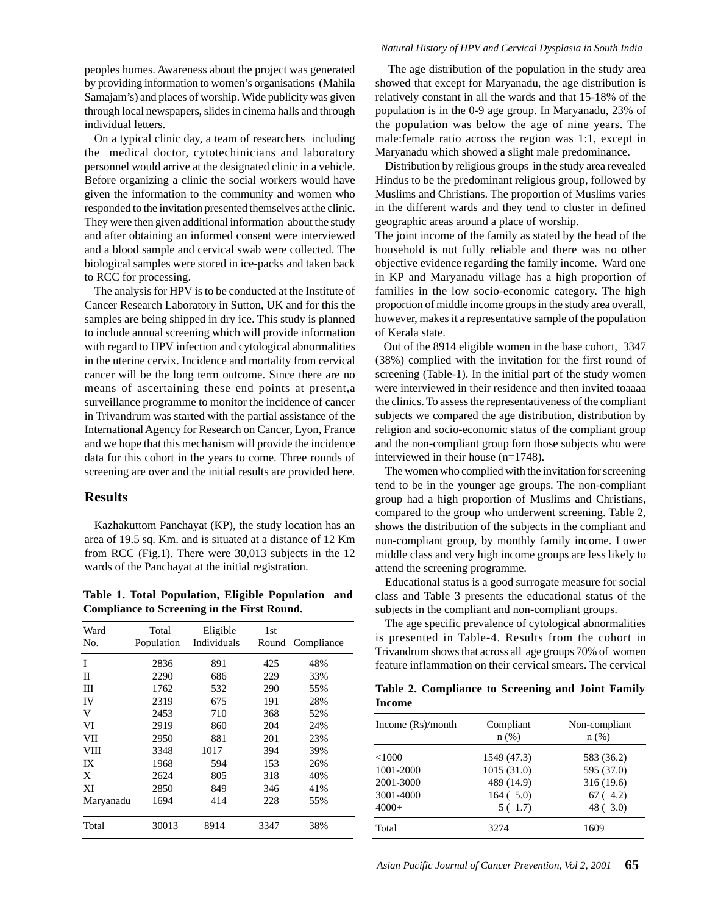peoples homes. Awareness about the project was generated by providing information to women's organisations (Mahila Samajam's) and places of worship. Wide publicity was given through local newspapers, slides in cinema halls and through individual letters.

On a typical clinic day, a team of researchers including the medical doctor, cytotechinicians and laboratory personnel would arrive at the designated clinic in a vehicle. Before organizing a clinic the social workers would have given the information to the community and women who responded to the invitation presented themselves at the clinic. They were then given additional information about the study and after obtaining an informed consent were interviewed and a blood sample and cervical swab were collected. The biological samples were stored in ice-packs and taken back to RCC for processing.

The analysis for HPV is to be conducted at the Institute of Cancer Research Laboratory in Sutton, UK and for this the samples are being shipped in dry ice. This study is planned to include annual screening which will provide information with regard to HPV infection and cytological abnormalities in the uterine cervix. Incidence and mortality from cervical cancer will be the long term outcome. Since there are no means of ascertaining these end points at present,a surveillance programme to monitor the incidence of cancer in Trivandrum was started with the partial assistance of the International Agency for Research on Cancer, Lyon, France and we hope that this mechanism will provide the incidence data for this cohort in the years to come. Three rounds of screening are over and the initial results are provided here.

## Results

Kazhakuttom Panchayat (KP), the study location has an area of 19.5 sq. Km. and is situated at a distance of 12 Km from RCC (Fig.1). There were 30,013 subjects in the 12 wards of the Panchayat at the initial registration.

**Table 1. Total Population, Eligible Population and Compliance to Screening in the First Round.**

| Ward No. | Total Population | Eligible Individuals | 1st Round | Compliance |
|---|---|---|---|---|
| I | 2836 | 891 | 425 | 48% |
| II | 2290 | 686 | 229 | 33% |
| III | 1762 | 532 | 290 | 55% |
| IV | 2319 | 675 | 191 | 28% |
| V | 2453 | 710 | 368 | 52% |
| VI | 2919 | 860 | 204 | 24% |
| VII | 2950 | 881 | 201 | 23% |
| VIII | 3348 | 1017 | 394 | 39% |
| IX | 1968 | 594 | 153 | 26% |
| X | 2624 | 805 | 318 | 40% |
| XI | 2850 | 849 | 346 | 41% |
| Maryanadu | 1694 | 414 | 228 | 55% |
| Total | 30013 | 8914 | 3347 | 38% |

The age distribution of the population in the study area showed that except for Maryanadu, the age distribution is relatively constant in all the wards and that 15-18% of the population is in the 0-9 age group. In Maryanadu, 23% of the population was below the age of nine years. The male:female ratio across the region was 1:1, except in Maryanadu which showed a slight male predominance.

Distribution by religious groups in the study area revealed Hindus to be the predominant religious group, followed by Muslims and Christians. The proportion of Muslims varies in the different wards and they tend to cluster in defined geographic areas around a place of worship.

The joint income of the family as stated by the head of the household is not fully reliable and there was no other objective evidence regarding the family income. Ward one in KP and Maryanadu village has a high proportion of families in the low socio-economic category. The high proportion of middle income groups in the study area overall, however, makes it a representative sample of the population of Kerala state.

Out of the 8914 eligible women in the base cohort, 3347 (38%) complied with the invitation for the first round of screening (Table-1). In the initial part of the study women were interviewed in their residence and then invited toaaaa the clinics. To assess the representativeness of the compliant subjects we compared the age distribution, distribution by religion and socio-economic status of the compliant group and the non-compliant group forn those subjects who were interviewed in their house (n=1748).

The women who complied with the invitation for screening tend to be in the younger age groups. The non-compliant group had a high proportion of Muslims and Christians, compared to the group who underwent screening. Table 2, shows the distribution of the subjects in the compliant and non-compliant group, by monthly family income. Lower middle class and very high income groups are less likely to attend the screening programme.

Educational status is a good surrogate measure for social class and Table 3 presents the educational status of the subjects in the compliant and non-compliant groups.

The age specific prevalence of cytological abnormalities is presented in Table-4. Results from the cohort in Trivandrum shows that across all age groups 70% of women feature inflammation on their cervical smears. The cervical

**Table 2. Compliance to Screening and Joint Family Income**

| Income (Rs)/month | Compliant n (%) | Non-compliant n (%) |
|---|---|---|
| <1000 | 1549 (47.3) | 583 (36.2) |
| 1001-2000 | 1015 (31.0) | 595 (37.0) |
| 2001-3000 | 489 (14.9) | 316 (19.6) |
| 3001-4000 | 164 ( 5.0) | 67 ( 4.2) |
| 4000+ | 5 ( 1.7) | 48 ( 3.0) |
| Total | 3274 | 1609 |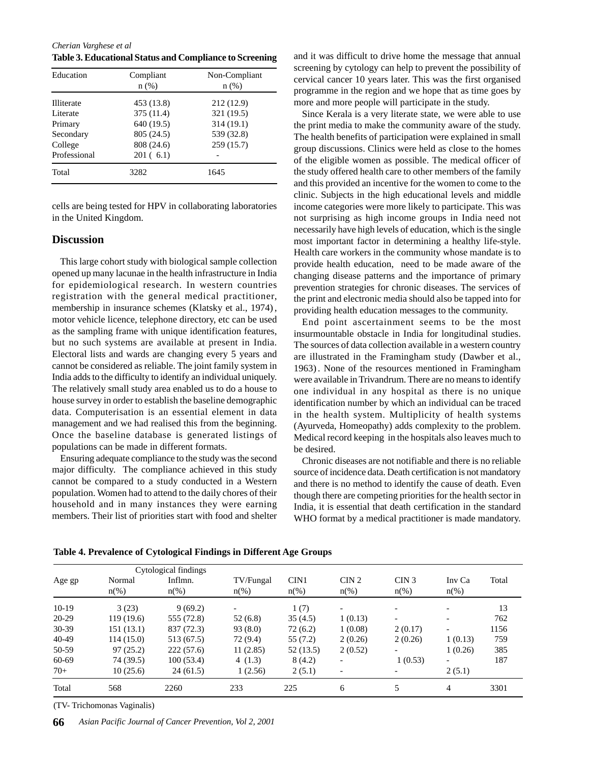**Table 3. Educational Status and Compliance to Screening**

| Education | Compliant n (%) | Non-Compliant n (%) |
|---|---|---|
| Illiterate | 453 (13.8) | 212 (12.9) |
| Literate | 375 (11.4) | 321 (19.5) |
| Primary | 640 (19.5) | 314 (19.1) |
| Secondary | 805 (24.5) | 539 (32.8) |
| College | 808 (24.6) | 259 (15.7) |
| Professional | 201 ( 6.1) | - |
| Total | 3282 | 1645 |

cells are being tested for HPV in collaborating laboratories in the United Kingdom.

## Discussion

This large cohort study with biological sample collection opened up many lacunae in the health infrastructure in India for epidemiological research. In western countries registration with the general medical practitioner, membership in insurance schemes (Klatsky et al., 1974), motor vehicle licence, telephone directory, etc can be used as the sampling frame with unique identification features, but no such systems are available at present in India. Electoral lists and wards are changing every 5 years and cannot be considered as reliable. The joint family system in India adds to the difficulty to identify an individual uniquely. The relatively small study area enabled us to do a house to house survey in order to establish the baseline demographic data. Computerisation is an essential element in data management and we had realised this from the beginning. Once the baseline database is generated listings of populations can be made in different formats.

Ensuring adequate compliance to the study was the second major difficulty. The compliance achieved in this study cannot be compared to a study conducted in a Western population. Women had to attend to the daily chores of their household and in many instances they were earning members. Their list of priorities start with food and shelter and it was difficult to drive home the message that annual screening by cytology can help to prevent the possibility of cervical cancer 10 years later. This was the first organised programme in the region and we hope that as time goes by more and more people will participate in the study.

Since Kerala is a very literate state, we were able to use the print media to make the community aware of the study. The health benefits of participation were explained in small group discussions. Clinics were held as close to the homes of the eligible women as possible. The medical officer of the study offered health care to other members of the family and this provided an incentive for the women to come to the clinic. Subjects in the high educational levels and middle income categories were more likely to participate. This was not surprising as high income groups in India need not necessarily have high levels of education, which is the single most important factor in determining a healthy life-style. Health care workers in the community whose mandate is to provide health education, need to be made aware of the changing disease patterns and the importance of primary prevention strategies for chronic diseases. The services of the print and electronic media should also be tapped into for providing health education messages to the community.

End point ascertainment seems to be the most insurmountable obstacle in India for longitudinal studies. The sources of data collection available in a western country are illustrated in the Framingham study (Dawber et al., 1963). None of the resources mentioned in Framingham were available in Trivandrum. There are no means to identify one individual in any hospital as there is no unique identification number by which an individual can be traced in the health system. Multiplicity of health systems (Ayurveda, Homeopathy) adds complexity to the problem. Medical record keeping in the hospitals also leaves much to be desired.

Chronic diseases are not notifiable and there is no reliable source of incidence data. Death certification is not mandatory and there is no method to identify the cause of death. Even though there are competing priorities for the health sector in India, it is essential that death certification in the standard WHO format by a medical practitioner is made mandatory.

**Table 4. Prevalence of Cytological Findings in Different Age Groups**

| Age gp | Cytological findings Normal n(%) | Inflmn. n(%) | TV/Fungal n(%) | CIN1 n(%) | CIN 2 n(%) | CIN 3 n(%) | Inv Ca n(%) | Total |
|---|---|---|---|---|---|---|---|---|
| 10-19 | 3 (23) | 9 (69.2) | - | 1 (7) | - | - | - | 13 |
| 20-29 | 119 (19.6) | 555 (72.8) | 52 (6.8) | 35 (4.5) | 1 (0.13) | - | - | 762 |
| 30-39 | 151 (13.1) | 837 (72.3) | 93 (8.0) | 72 (6.2) | 1 (0.08) | 2 (0.17) | - | 1156 |
| 40-49 | 114 (15.0) | 513 (67.5) | 72 (9.4) | 55 (7.2) | 2 (0.26) | 2 (0.26) | 1 (0.13) | 759 |
| 50-59 | 97 (25.2) | 222 (57.6) | 11 (2.85) | 52 (13.5) | 2 (0.52) | - | 1 (0.26) | 385 |
| 60-69 | 74 (39.5) | 100 (53.4) | 4 (1.3) | 8 (4.2) | - | 1 (0.53) | - | 187 |
| 70+ | 10 (25.6) | 24 (61.5) | 1 (2.56) | 2 (5.1) | - | - | 2 (5.1) | |
| Total | 568 | 2260 | 233 | 225 | 6 | 5 | 4 | 3301 |

(TV- Trichomonas Vaginalis)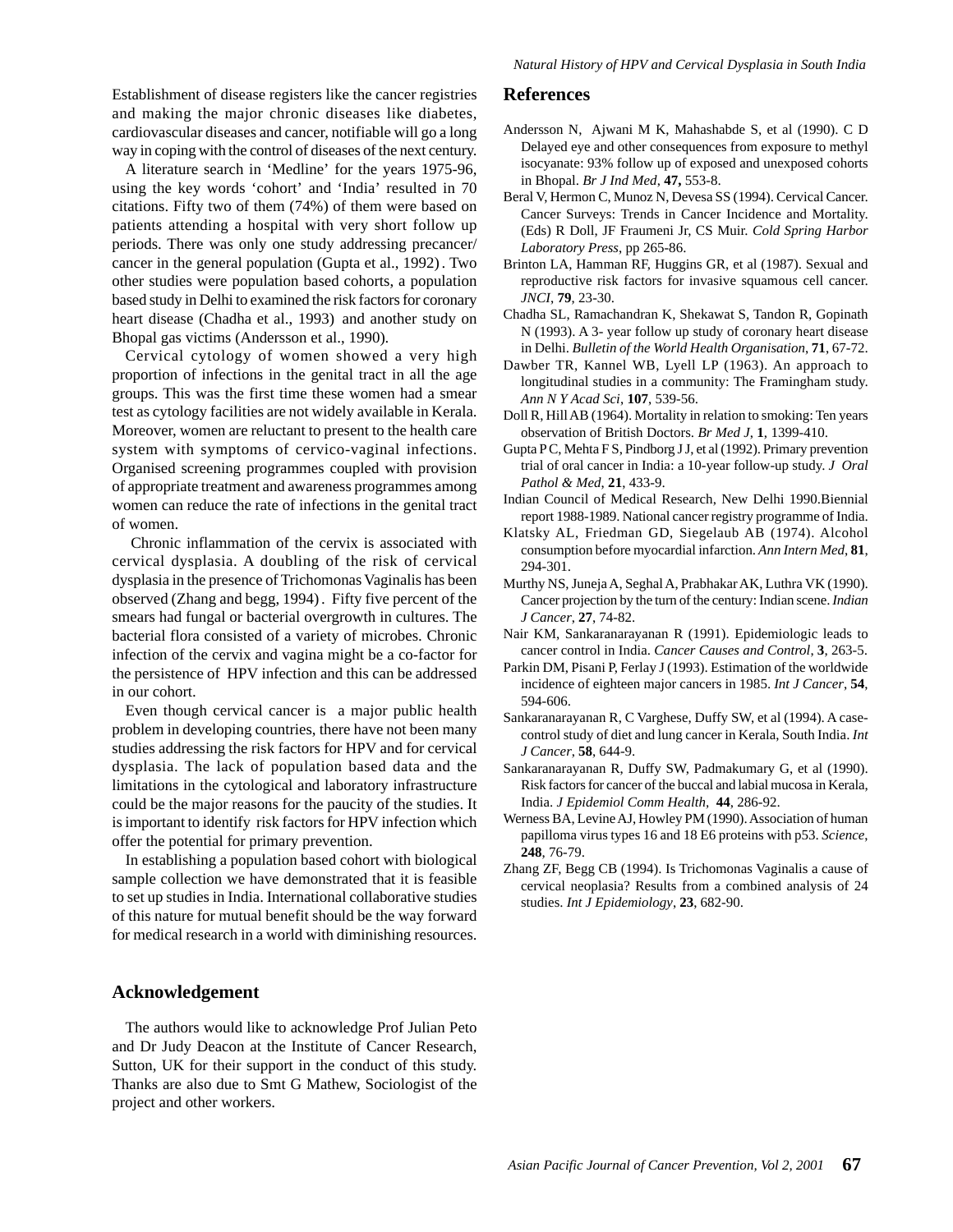Establishment of disease registers like the cancer registries and making the major chronic diseases like diabetes, cardiovascular diseases and cancer, notifiable will go a long way in coping with the control of diseases of the next century.

A literature search in 'Medline' for the years 1975-96, using the key words 'cohort' and 'India' resulted in 70 citations. Fifty two of them (74%) of them were based on patients attending a hospital with very short follow up periods. There was only one study addressing precancer/ cancer in the general population (Gupta et al., 1992). Two other studies were population based cohorts, a population based study in Delhi to examined the risk factors for coronary heart disease (Chadha et al., 1993) and another study on Bhopal gas victims (Andersson et al., 1990).

Cervical cytology of women showed a very high proportion of infections in the genital tract in all the age groups. This was the first time these women had a smear test as cytology facilities are not widely available in Kerala. Moreover, women are reluctant to present to the health care system with symptoms of cervico-vaginal infections. Organised screening programmes coupled with provision of appropriate treatment and awareness programmes among women can reduce the rate of infections in the genital tract of women.

Chronic inflammation of the cervix is associated with cervical dysplasia. A doubling of the risk of cervical dysplasia in the presence of Trichomonas Vaginalis has been observed (Zhang and begg, 1994). Fifty five percent of the smears had fungal or bacterial overgrowth in cultures. The bacterial flora consisted of a variety of microbes. Chronic infection of the cervix and vagina might be a co-factor for the persistence of HPV infection and this can be addressed in our cohort.

Even though cervical cancer is a major public health problem in developing countries, there have not been many studies addressing the risk factors for HPV and for cervical dysplasia. The lack of population based data and the limitations in the cytological and laboratory infrastructure could be the major reasons for the paucity of the studies. It is important to identify risk factors for HPV infection which offer the potential for primary prevention.

In establishing a population based cohort with biological sample collection we have demonstrated that it is feasible to set up studies in India. International collaborative studies of this nature for mutual benefit should be the way forward for medical research in a world with diminishing resources.

## Acknowledgement

The authors would like to acknowledge Prof Julian Peto and Dr Judy Deacon at the Institute of Cancer Research, Sutton, UK for their support in the conduct of this study. Thanks are also due to Smt G Mathew, Sociologist of the project and other workers.

## References

Andersson N, Ajwani M K, Mahashabde S, et al (1990). C D Delayed eye and other consequences from exposure to methyl isocyanate: 93% follow up of exposed and unexposed cohorts in Bhopal. *Br J Ind Med*, **47,** 553-8.

Beral V, Hermon C, Munoz N, Devesa SS (1994). Cervical Cancer. Cancer Surveys: Trends in Cancer Incidence and Mortality. (Eds) R Doll, JF Fraumeni Jr, CS Muir. *Cold Spring Harbor Laboratory Press*, pp 265-86.

Brinton LA, Hamman RF, Huggins GR, et al (1987). Sexual and reproductive risk factors for invasive squamous cell cancer. *JNCI*, **79**, 23-30.

Chadha SL, Ramachandran K, Shekawat S, Tandon R, Gopinath N (1993). A 3- year follow up study of coronary heart disease in Delhi. *Bulletin of the World Health Organisation*, **71**, 67-72.

Dawber TR, Kannel WB, Lyell LP (1963). An approach to longitudinal studies in a community: The Framingham study. *Ann N Y Acad Sci*, **107**, 539-56.

Doll R, Hill AB (1964). Mortality in relation to smoking: Ten years observation of British Doctors. *Br Med J*, **1**, 1399-410.

Gupta P C, Mehta F S, Pindborg J J, et al (1992). Primary prevention trial of oral cancer in India: a 10-year follow-up study. *J Oral Pathol & Med*, **21**, 433-9.

Indian Council of Medical Research, New Delhi 1990.Biennial report 1988-1989. National cancer registry programme of India.

Klatsky AL, Friedman GD, Siegelaub AB (1974). Alcohol consumption before myocardial infarction. *Ann Intern Med*, **81**, 294-301.

Murthy NS, Juneja A, Seghal A, Prabhakar AK, Luthra VK (1990). Cancer projection by the turn of the century: Indian scene. *Indian J Cancer*, **27**, 74-82.

Nair KM, Sankaranarayanan R (1991). Epidemiologic leads to cancer control in India. *Cancer Causes and Control*, **3**, 263-5.

Parkin DM, Pisani P, Ferlay J (1993). Estimation of the worldwide incidence of eighteen major cancers in 1985. *Int J Cancer*, **54**, 594-606.

Sankaranarayanan R, C Varghese, Duffy SW, et al (1994). A case-control study of diet and lung cancer in Kerala, South India. *Int J Cancer*, **58**, 644-9.

Sankaranarayanan R, Duffy SW, Padmakumary G, et al (1990). Risk factors for cancer of the buccal and labial mucosa in Kerala, India. *J Epidemiol Comm Health*, **44**, 286-92.

Werness BA, Levine AJ, Howley PM (1990). Association of human papilloma virus types 16 and 18 E6 proteins with p53. *Science*, **248**, 76-79.

Zhang ZF, Begg CB (1994). Is Trichomonas Vaginalis a cause of cervical neoplasia? Results from a combined analysis of 24 studies. *Int J Epidemiology*, **23**, 682-90.